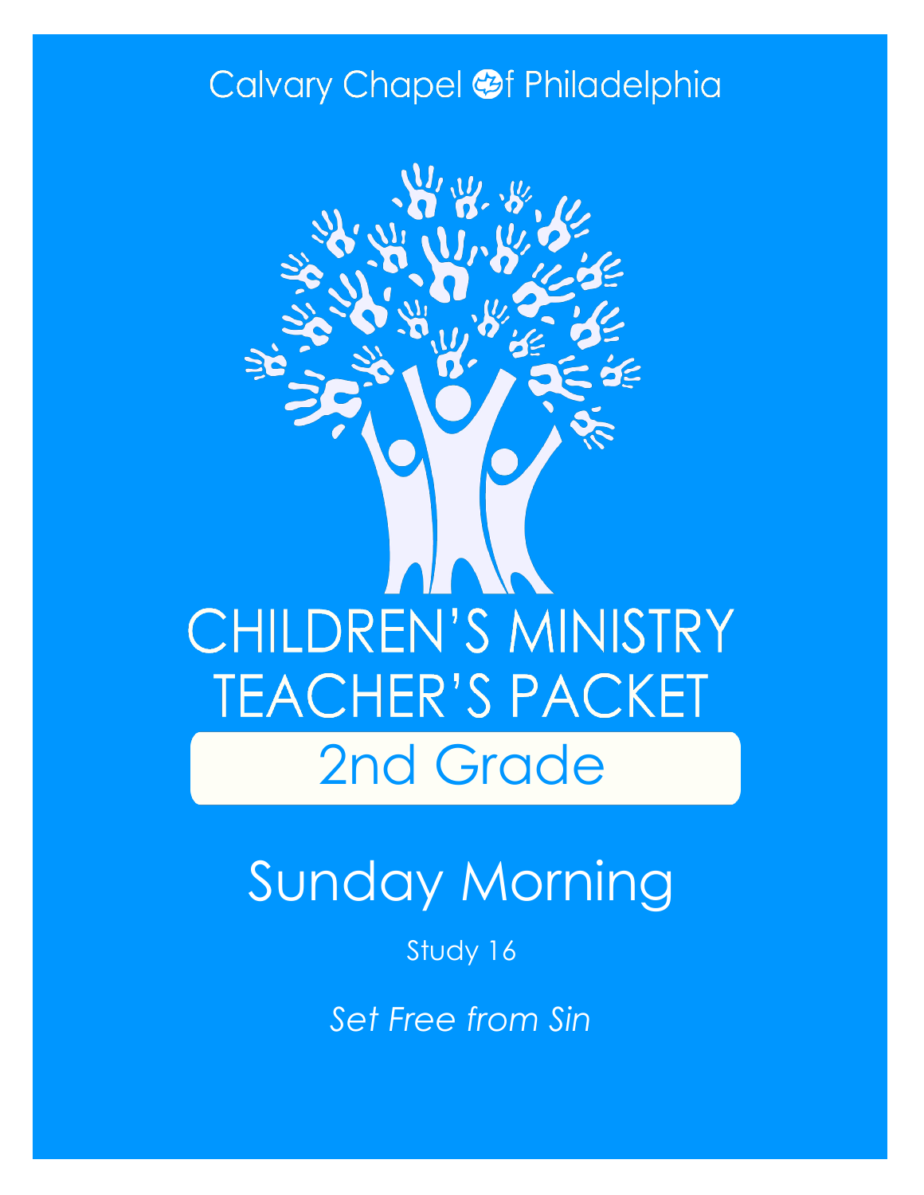Calvary Chapel of Philadelphia

# CHILDREN'S MINISTRY TEACHER'S PACKET

## 2nd Grade

# Sunday Morning

Study 16

*Set Free from Sin*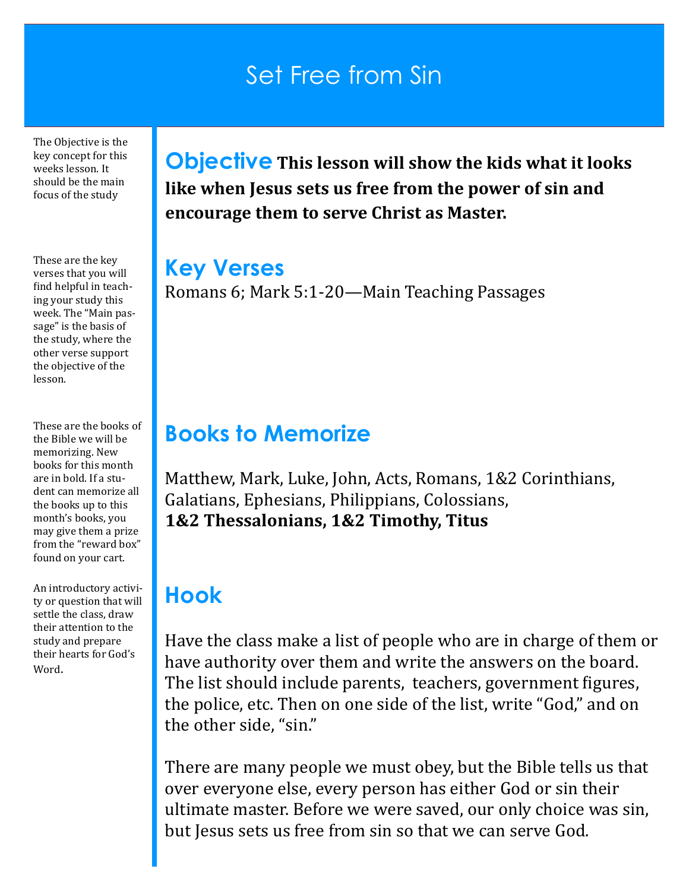# Set Free from Sin

The Objective is the key concept for this weeks lesson. It should be the main focus of the study

## Objective

**This lesson will show the kids what it looks like when Jesus sets us free from the power of sin and encourage them to serve Christ as Master.**

These are the key verses that you will find helpful in teaching your study this week. The "Main passage" is the basis of the study, where the other verse support the objective of the lesson.

## Key Verses

Romans 6; Mark 5:1-20—Main Teaching Passages

These are the books of the Bible we will be memorizing. New books for this month are in bold. If a student can memorize all the books up to this month's books, you may give them a prize from the "reward box" found on your cart.

## Books to Memorize

Matthew, Mark, Luke, John, Acts, Romans, 1&2 Corinthians, Galatians, Ephesians, Philippians, Colossians, **1&2 Thessalonians, 1&2 Timothy, Titus**

An introductory activity or question that will settle the class, draw their attention to the study and prepare their hearts for God's Word.

## Hook

Have the class make a list of people who are in charge of them or have authority over them and write the answers on the board. The list should include parents, teachers, government figures, the police, etc. Then on one side of the list, write "God," and on the other side, "sin."

There are many people we must obey, but the Bible tells us that over everyone else, every person has either God or sin their ultimate master. Before we were saved, our only choice was sin, but Jesus sets us free from sin so that we can serve God.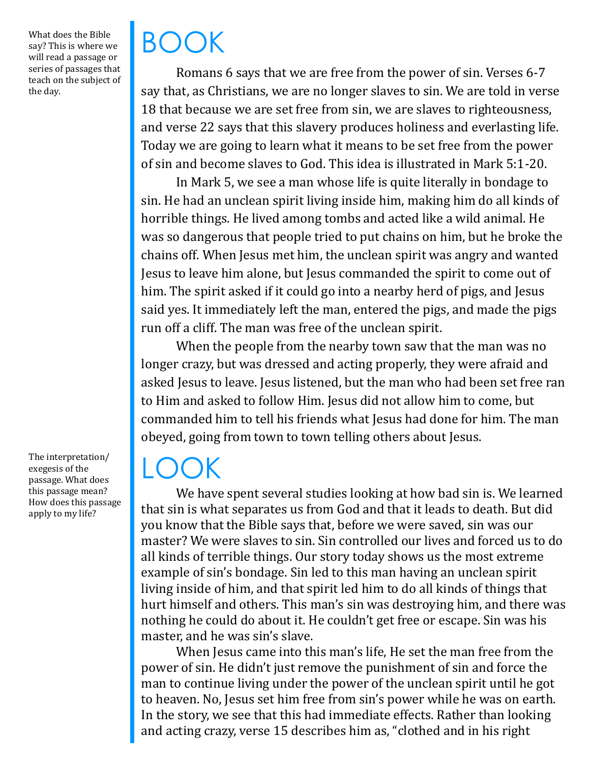What does the Bible say? This is where we will read a passage or series of passages that teach on the subject of the day.

# BOOK

Romans 6 says that we are free from the power of sin. Verses 6-7 say that, as Christians, we are no longer slaves to sin. We are told in verse 18 that because we are set free from sin, we are slaves to righteousness, and verse 22 says that this slavery produces holiness and everlasting life. Today we are going to learn what it means to be set free from the power of sin and become slaves to God. This idea is illustrated in Mark 5:1-20.

In Mark 5, we see a man whose life is quite literally in bondage to sin. He had an unclean spirit living inside him, making him do all kinds of horrible things. He lived among tombs and acted like a wild animal. He was so dangerous that people tried to put chains on him, but he broke the chains off. When Jesus met him, the unclean spirit was angry and wanted Jesus to leave him alone, but Jesus commanded the spirit to come out of him. The spirit asked if it could go into a nearby herd of pigs, and Jesus said yes. It immediately left the man, entered the pigs, and made the pigs run off a cliff. The man was free of the unclean spirit.

When the people from the nearby town saw that the man was no longer crazy, but was dressed and acting properly, they were afraid and asked Jesus to leave. Jesus listened, but the man who had been set free ran to Him and asked to follow Him. Jesus did not allow him to come, but commanded him to tell his friends what Jesus had done for him. The man obeyed, going from town to town telling others about Jesus.

The interpretation/exegesis of the passage. What does this passage mean? How does this passage apply to my life?

# LOOK

We have spent several studies looking at how bad sin is. We learned that sin is what separates us from God and that it leads to death. But did you know that the Bible says that, before we were saved, sin was our master? We were slaves to sin. Sin controlled our lives and forced us to do all kinds of terrible things. Our story today shows us the most extreme example of sin's bondage. Sin led to this man having an unclean spirit living inside of him, and that spirit led him to do all kinds of things that hurt himself and others. This man's sin was destroying him, and there was nothing he could do about it. He couldn't get free or escape. Sin was his master, and he was sin's slave.

When Jesus came into this man's life, He set the man free from the power of sin. He didn't just remove the punishment of sin and force the man to continue living under the power of the unclean spirit until he got to heaven. No, Jesus set him free from sin's power while he was on earth. In the story, we see that this had immediate effects. Rather than looking and acting crazy, verse 15 describes him as, "clothed and in his right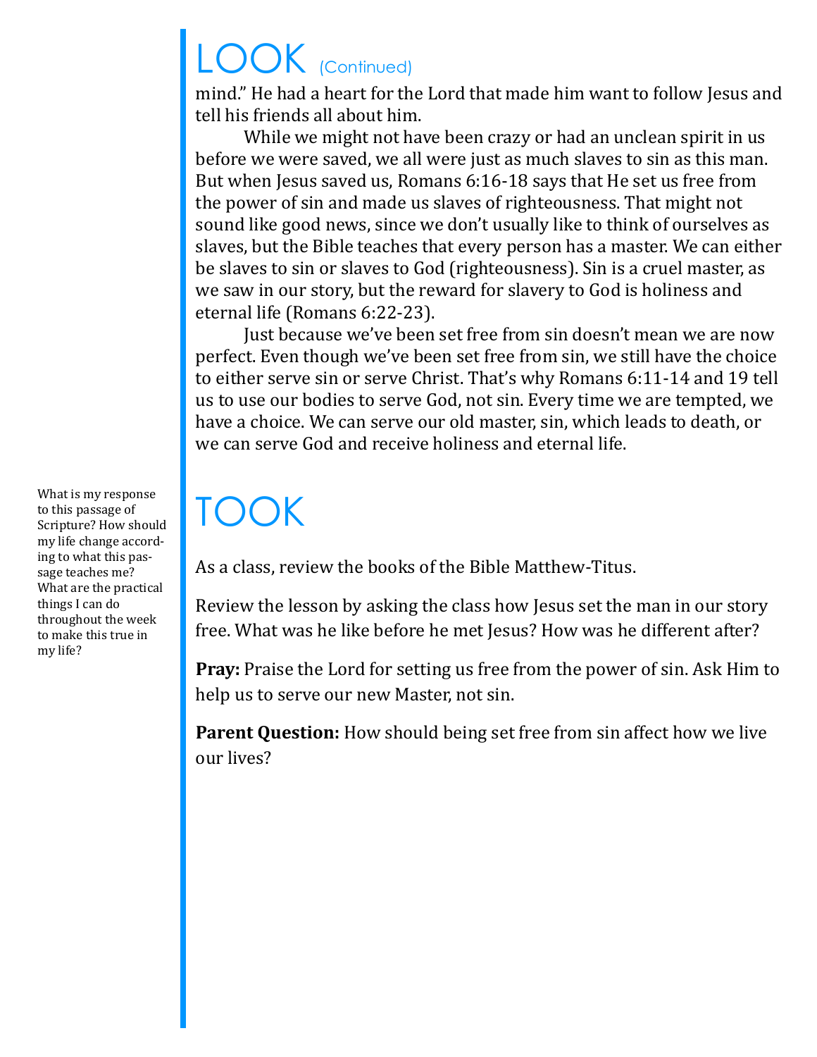# LOOK (Continued)

mind." He had a heart for the Lord that made him want to follow Jesus and tell his friends all about him.

While we might not have been crazy or had an unclean spirit in us before we were saved, we all were just as much slaves to sin as this man. But when Jesus saved us, Romans 6:16-18 says that He set us free from the power of sin and made us slaves of righteousness. That might not sound like good news, since we don't usually like to think of ourselves as slaves, but the Bible teaches that every person has a master. We can either be slaves to sin or slaves to God (righteousness). Sin is a cruel master, as we saw in our story, but the reward for slavery to God is holiness and eternal life (Romans 6:22-23).

Just because we've been set free from sin doesn't mean we are now perfect. Even though we've been set free from sin, we still have the choice to either serve sin or serve Christ. That's why Romans 6:11-14 and 19 tell us to use our bodies to serve God, not sin. Every time we are tempted, we have a choice. We can serve our old master, sin, which leads to death, or we can serve God and receive holiness and eternal life.

# TOOK

What is my response to this passage of Scripture? How should my life change according to what this passage teaches me? What are the practical things I can do throughout the week to make this true in my life?

As a class, review the books of the Bible Matthew-Titus.

Review the lesson by asking the class how Jesus set the man in our story free. What was he like before he met Jesus? How was he different after?

**Pray:** Praise the Lord for setting us free from the power of sin. Ask Him to help us to serve our new Master, not sin.

**Parent Question:** How should being set free from sin affect how we live our lives?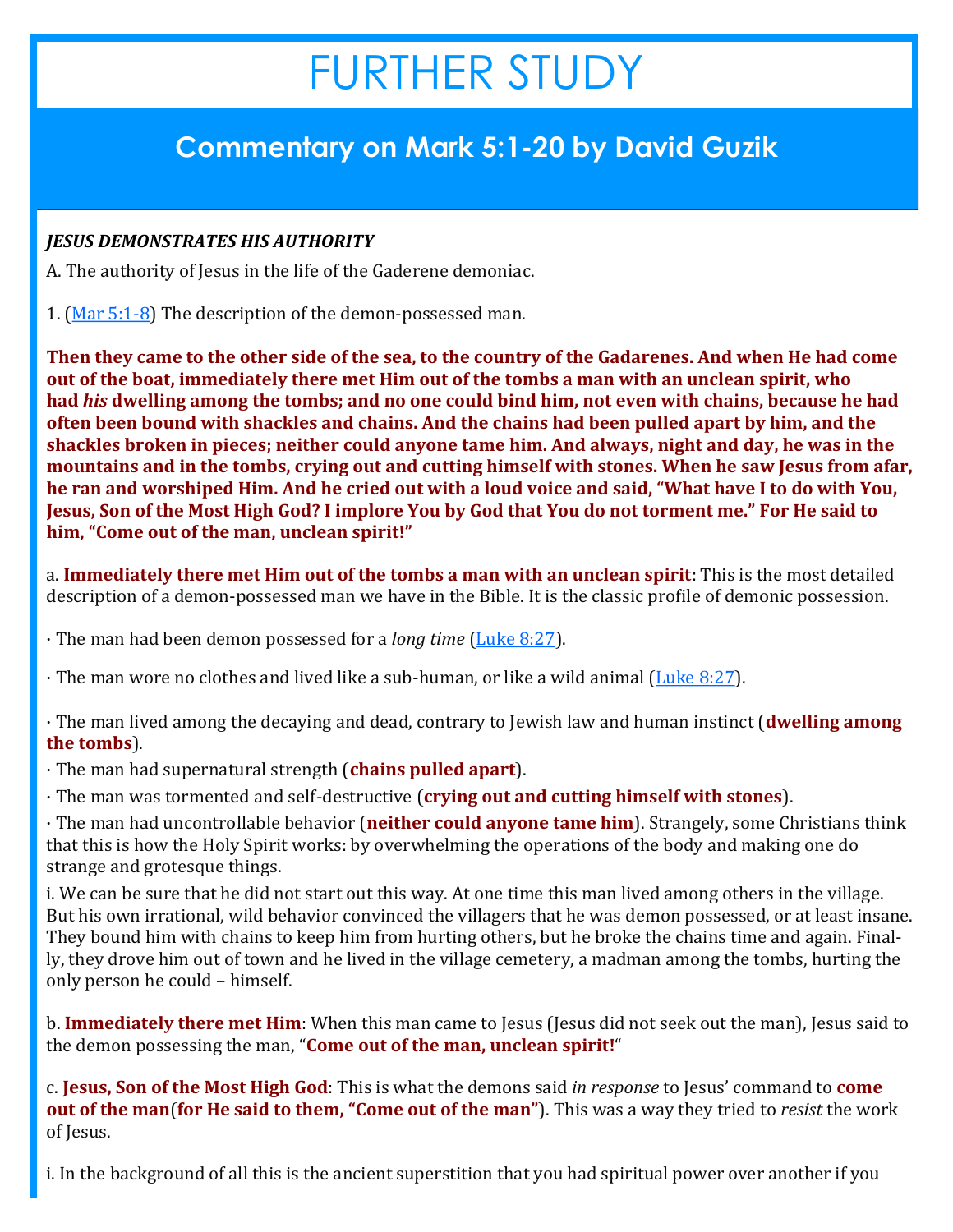# FURTHER STUDY

## Commentary on Mark 5:1-20 by David Guzik

***JESUS DEMONSTRATES HIS AUTHORITY***

A. The authority of Jesus in the life of the Gaderene demoniac.

1. (Mar 5:1-8) The description of the demon-possessed man.

**Then they came to the other side of the sea, to the country of the Gadarenes. And when He had come out of the boat, immediately there met Him out of the tombs a man with an unclean spirit, who had *his* dwelling among the tombs; and no one could bind him, not even with chains, because he had often been bound with shackles and chains. And the chains had been pulled apart by him, and the shackles broken in pieces; neither could anyone tame him. And always, night and day, he was in the mountains and in the tombs, crying out and cutting himself with stones. When he saw Jesus from afar, he ran and worshiped Him. And he cried out with a loud voice and said, "What have I to do with You, Jesus, Son of the Most High God? I implore You by God that You do not torment me." For He said to him, "Come out of the man, unclean spirit!"**

a. **Immediately there met Him out of the tombs a man with an unclean spirit**: This is the most detailed description of a demon-possessed man we have in the Bible. It is the classic profile of demonic possession.

· The man had been demon possessed for a *long time* (Luke 8:27).

· The man wore no clothes and lived like a sub-human, or like a wild animal (Luke 8:27).

· The man lived among the decaying and dead, contrary to Jewish law and human instinct (**dwelling among the tombs**).

· The man had supernatural strength (**chains pulled apart**).

· The man was tormented and self-destructive (**crying out and cutting himself with stones**).

· The man had uncontrollable behavior (**neither could anyone tame him**). Strangely, some Christians think that this is how the Holy Spirit works: by overwhelming the operations of the body and making one do strange and grotesque things.

i. We can be sure that he did not start out this way. At one time this man lived among others in the village. But his own irrational, wild behavior convinced the villagers that he was demon possessed, or at least insane. They bound him with chains to keep him from hurting others, but he broke the chains time and again. Finally, they drove him out of town and he lived in the village cemetery, a madman among the tombs, hurting the only person he could – himself.

b. **Immediately there met Him**: When this man came to Jesus (Jesus did not seek out the man), Jesus said to the demon possessing the man, "**Come out of the man, unclean spirit!**"

c. **Jesus, Son of the Most High God**: This is what the demons said *in response* to Jesus' command to **come out of the man**(**for He said to them, "Come out of the man"**). This was a way they tried to *resist* the work of Jesus.

i. In the background of all this is the ancient superstition that you had spiritual power over another if you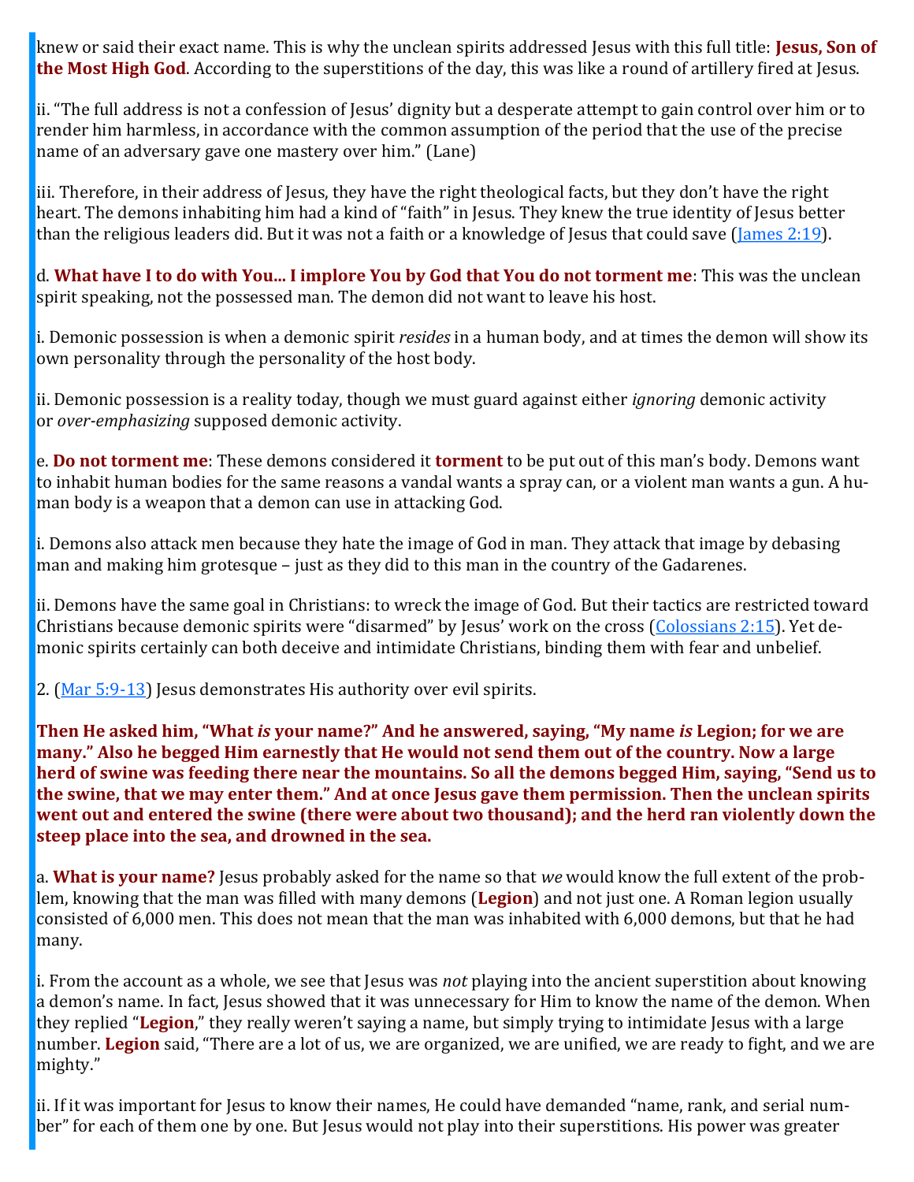knew or said their exact name. This is why the unclean spirits addressed Jesus with this full title: **Jesus, Son of the Most High God**. According to the superstitions of the day, this was like a round of artillery fired at Jesus.

ii. "The full address is not a confession of Jesus' dignity but a desperate attempt to gain control over him or to render him harmless, in accordance with the common assumption of the period that the use of the precise name of an adversary gave one mastery over him." (Lane)

iii. Therefore, in their address of Jesus, they have the right theological facts, but they don't have the right heart. The demons inhabiting him had a kind of "faith" in Jesus. They knew the true identity of Jesus better than the religious leaders did. But it was not a faith or a knowledge of Jesus that could save (James 2:19).

d. **What have I to do with You... I implore You by God that You do not torment me**: This was the unclean spirit speaking, not the possessed man. The demon did not want to leave his host.

i. Demonic possession is when a demonic spirit *resides* in a human body, and at times the demon will show its own personality through the personality of the host body.

ii. Demonic possession is a reality today, though we must guard against either *ignoring* demonic activity or *over-emphasizing* supposed demonic activity.

e. **Do not torment me**: These demons considered it **torment** to be put out of this man's body. Demons want to inhabit human bodies for the same reasons a vandal wants a spray can, or a violent man wants a gun. A human body is a weapon that a demon can use in attacking God.

i. Demons also attack men because they hate the image of God in man. They attack that image by debasing man and making him grotesque – just as they did to this man in the country of the Gadarenes.

ii. Demons have the same goal in Christians: to wreck the image of God. But their tactics are restricted toward Christians because demonic spirits were "disarmed" by Jesus' work on the cross (Colossians 2:15). Yet demonic spirits certainly can both deceive and intimidate Christians, binding them with fear and unbelief.

2. (Mar 5:9-13) Jesus demonstrates His authority over evil spirits.

**Then He asked him, "What *is* your name?" And he answered, saying, "My name *is* Legion; for we are many." Also he begged Him earnestly that He would not send them out of the country. Now a large herd of swine was feeding there near the mountains. So all the demons begged Him, saying, "Send us to the swine, that we may enter them." And at once Jesus gave them permission. Then the unclean spirits went out and entered the swine (there were about two thousand); and the herd ran violently down the steep place into the sea, and drowned in the sea.**

a. **What is your name?** Jesus probably asked for the name so that *we* would know the full extent of the problem, knowing that the man was filled with many demons (**Legion**) and not just one. A Roman legion usually consisted of 6,000 men. This does not mean that the man was inhabited with 6,000 demons, but that he had many.

i. From the account as a whole, we see that Jesus was *not* playing into the ancient superstition about knowing a demon's name. In fact, Jesus showed that it was unnecessary for Him to know the name of the demon. When they replied "**Legion**," they really weren't saying a name, but simply trying to intimidate Jesus with a large number. **Legion** said, "There are a lot of us, we are organized, we are unified, we are ready to fight, and we are mighty."

ii. If it was important for Jesus to know their names, He could have demanded "name, rank, and serial number" for each of them one by one. But Jesus would not play into their superstitions. His power was greater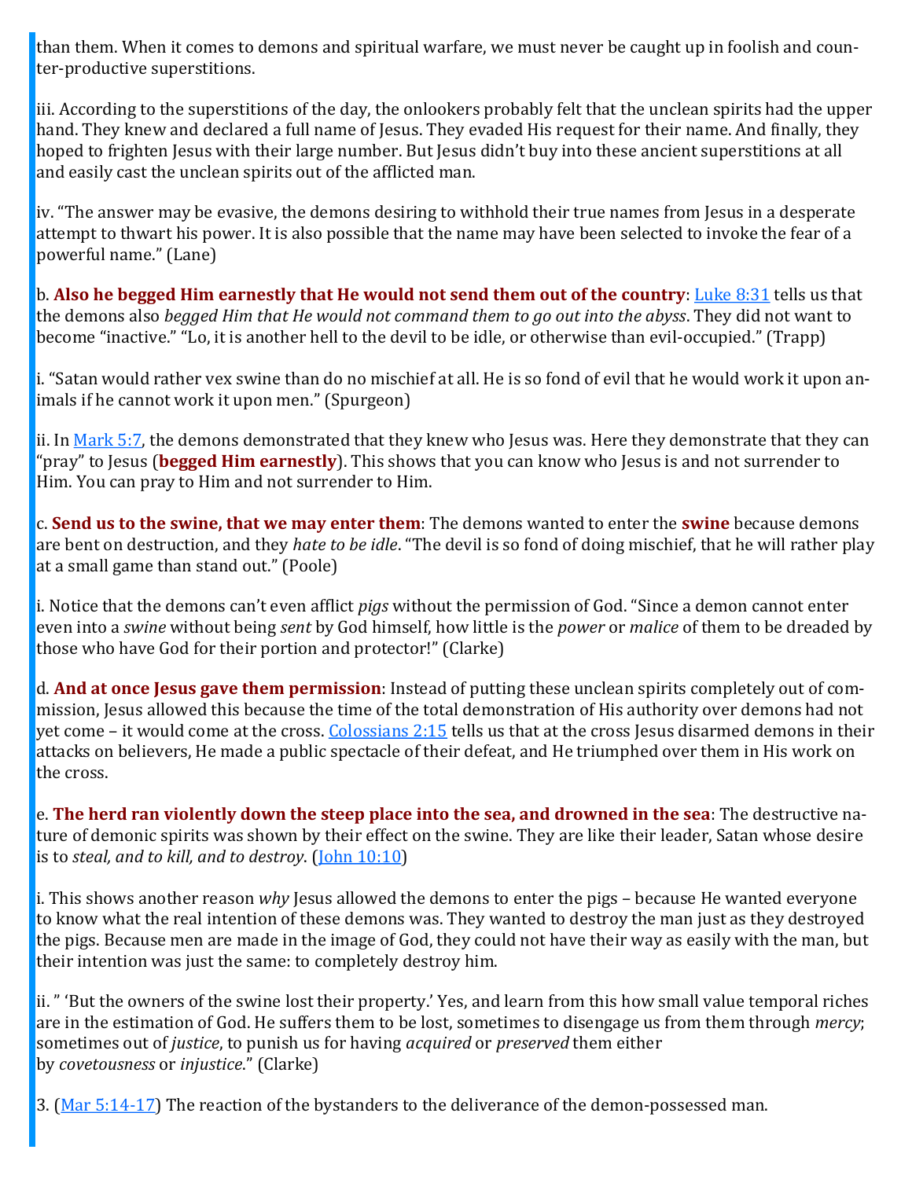than them. When it comes to demons and spiritual warfare, we must never be caught up in foolish and counter-productive superstitions.

iii. According to the superstitions of the day, the onlookers probably felt that the unclean spirits had the upper hand. They knew and declared a full name of Jesus. They evaded His request for their name. And finally, they hoped to frighten Jesus with their large number. But Jesus didn't buy into these ancient superstitions at all and easily cast the unclean spirits out of the afflicted man.

iv. "The answer may be evasive, the demons desiring to withhold their true names from Jesus in a desperate attempt to thwart his power. It is also possible that the name may have been selected to invoke the fear of a powerful name." (Lane)

b. **Also he begged Him earnestly that He would not send them out of the country**: Luke 8:31 tells us that the demons also *begged Him that He would not command them to go out into the abyss*. They did not want to become "inactive." "Lo, it is another hell to the devil to be idle, or otherwise than evil-occupied." (Trapp)

i. "Satan would rather vex swine than do no mischief at all. He is so fond of evil that he would work it upon animals if he cannot work it upon men." (Spurgeon)

ii. In Mark 5:7, the demons demonstrated that they knew who Jesus was. Here they demonstrate that they can "pray" to Jesus (**begged Him earnestly**). This shows that you can know who Jesus is and not surrender to Him. You can pray to Him and not surrender to Him.

c. **Send us to the swine, that we may enter them**: The demons wanted to enter the **swine** because demons are bent on destruction, and they *hate to be idle*. "The devil is so fond of doing mischief, that he will rather play at a small game than stand out." (Poole)

i. Notice that the demons can't even afflict *pigs* without the permission of God. "Since a demon cannot enter even into a *swine* without being *sent* by God himself, how little is the *power* or *malice* of them to be dreaded by those who have God for their portion and protector!" (Clarke)

d. **And at once Jesus gave them permission**: Instead of putting these unclean spirits completely out of commission, Jesus allowed this because the time of the total demonstration of His authority over demons had not yet come – it would come at the cross. Colossians 2:15 tells us that at the cross Jesus disarmed demons in their attacks on believers, He made a public spectacle of their defeat, and He triumphed over them in His work on the cross.

e. **The herd ran violently down the steep place into the sea, and drowned in the sea**: The destructive nature of demonic spirits was shown by their effect on the swine. They are like their leader, Satan whose desire is to *steal, and to kill, and to destroy*. (John 10:10)

i. This shows another reason *why* Jesus allowed the demons to enter the pigs – because He wanted everyone to know what the real intention of these demons was. They wanted to destroy the man just as they destroyed the pigs. Because men are made in the image of God, they could not have their way as easily with the man, but their intention was just the same: to completely destroy him.

ii. " 'But the owners of the swine lost their property.' Yes, and learn from this how small value temporal riches are in the estimation of God. He suffers them to be lost, sometimes to disengage us from them through *mercy*; sometimes out of *justice*, to punish us for having *acquired* or *preserved* them either by *covetousness* or *injustice*." (Clarke)

3. (Mar 5:14-17) The reaction of the bystanders to the deliverance of the demon-possessed man.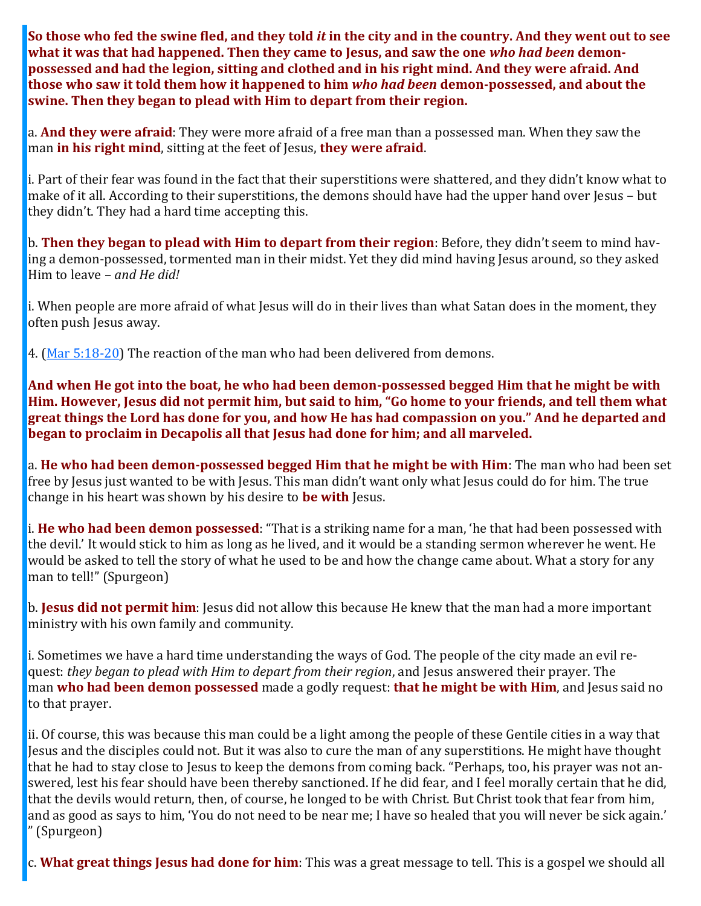**So those who fed the swine fled, and they told *it* in the city and in the country. And they went out to see what it was that had happened. Then they came to Jesus, and saw the one *who had been* demon-possessed and had the legion, sitting and clothed and in his right mind. And they were afraid. And those who saw it told them how it happened to him *who had been* demon-possessed, and about the swine. Then they began to plead with Him to depart from their region.**

a. **And they were afraid**: They were more afraid of a free man than a possessed man. When they saw the man **in his right mind**, sitting at the feet of Jesus, **they were afraid**.

i. Part of their fear was found in the fact that their superstitions were shattered, and they didn't know what to make of it all. According to their superstitions, the demons should have had the upper hand over Jesus – but they didn't. They had a hard time accepting this.

b. **Then they began to plead with Him to depart from their region**: Before, they didn't seem to mind having a demon-possessed, tormented man in their midst. Yet they did mind having Jesus around, so they asked Him to leave – *and He did!*

i. When people are more afraid of what Jesus will do in their lives than what Satan does in the moment, they often push Jesus away.

4. (Mar 5:18-20) The reaction of the man who had been delivered from demons.

**And when He got into the boat, he who had been demon-possessed begged Him that he might be with Him. However, Jesus did not permit him, but said to him, "Go home to your friends, and tell them what great things the Lord has done for you, and how He has had compassion on you." And he departed and began to proclaim in Decapolis all that Jesus had done for him; and all marveled.**

a. **He who had been demon-possessed begged Him that he might be with Him**: The man who had been set free by Jesus just wanted to be with Jesus. This man didn't want only what Jesus could do for him. The true change in his heart was shown by his desire to **be with** Jesus.

i. **He who had been demon possessed**: "That is a striking name for a man, 'he that had been possessed with the devil.' It would stick to him as long as he lived, and it would be a standing sermon wherever he went. He would be asked to tell the story of what he used to be and how the change came about. What a story for any man to tell!" (Spurgeon)

b. **Jesus did not permit him**: Jesus did not allow this because He knew that the man had a more important ministry with his own family and community.

i. Sometimes we have a hard time understanding the ways of God. The people of the city made an evil request: *they began to plead with Him to depart from their region*, and Jesus answered their prayer. The man **who had been demon possessed** made a godly request: **that he might be with Him**, and Jesus said no to that prayer.

ii. Of course, this was because this man could be a light among the people of these Gentile cities in a way that Jesus and the disciples could not. But it was also to cure the man of any superstitions. He might have thought that he had to stay close to Jesus to keep the demons from coming back. "Perhaps, too, his prayer was not answered, lest his fear should have been thereby sanctioned. If he did fear, and I feel morally certain that he did, that the devils would return, then, of course, he longed to be with Christ. But Christ took that fear from him, and as good as says to him, 'You do not need to be near me; I have so healed that you will never be sick again.' " (Spurgeon)

c. **What great things Jesus had done for him**: This was a great message to tell. This is a gospel we should all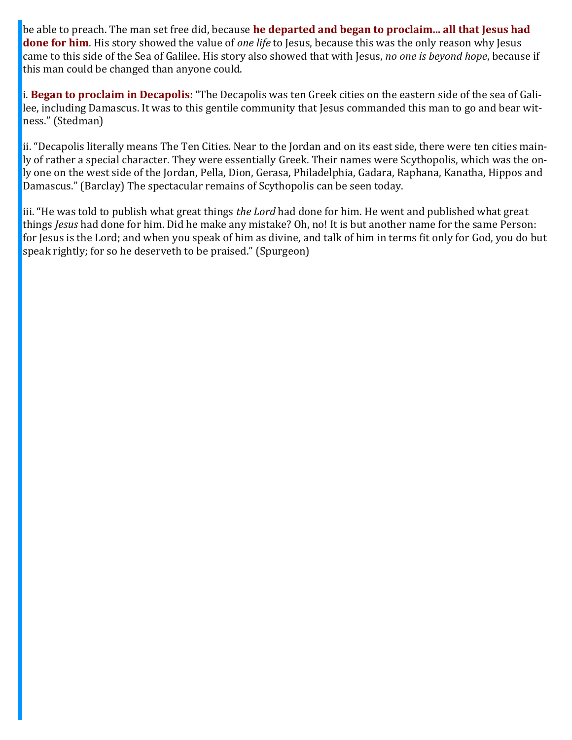be able to preach. The man set free did, because **he departed and began to proclaim... all that Jesus had done for him**. His story showed the value of *one life* to Jesus, because this was the only reason why Jesus came to this side of the Sea of Galilee. His story also showed that with Jesus, *no one is beyond hope*, because if this man could be changed than anyone could.

i. **Began to proclaim in Decapolis**: "The Decapolis was ten Greek cities on the eastern side of the sea of Galilee, including Damascus. It was to this gentile community that Jesus commanded this man to go and bear witness." (Stedman)

ii. "Decapolis literally means The Ten Cities. Near to the Jordan and on its east side, there were ten cities mainly of rather a special character. They were essentially Greek. Their names were Scythopolis, which was the only one on the west side of the Jordan, Pella, Dion, Gerasa, Philadelphia, Gadara, Raphana, Kanatha, Hippos and Damascus." (Barclay) The spectacular remains of Scythopolis can be seen today.

iii. "He was told to publish what great things *the Lord* had done for him. He went and published what great things *Jesus* had done for him. Did he make any mistake? Oh, no! It is but another name for the same Person: for Jesus is the Lord; and when you speak of him as divine, and talk of him in terms fit only for God, you do but speak rightly; for so he deserveth to be praised." (Spurgeon)